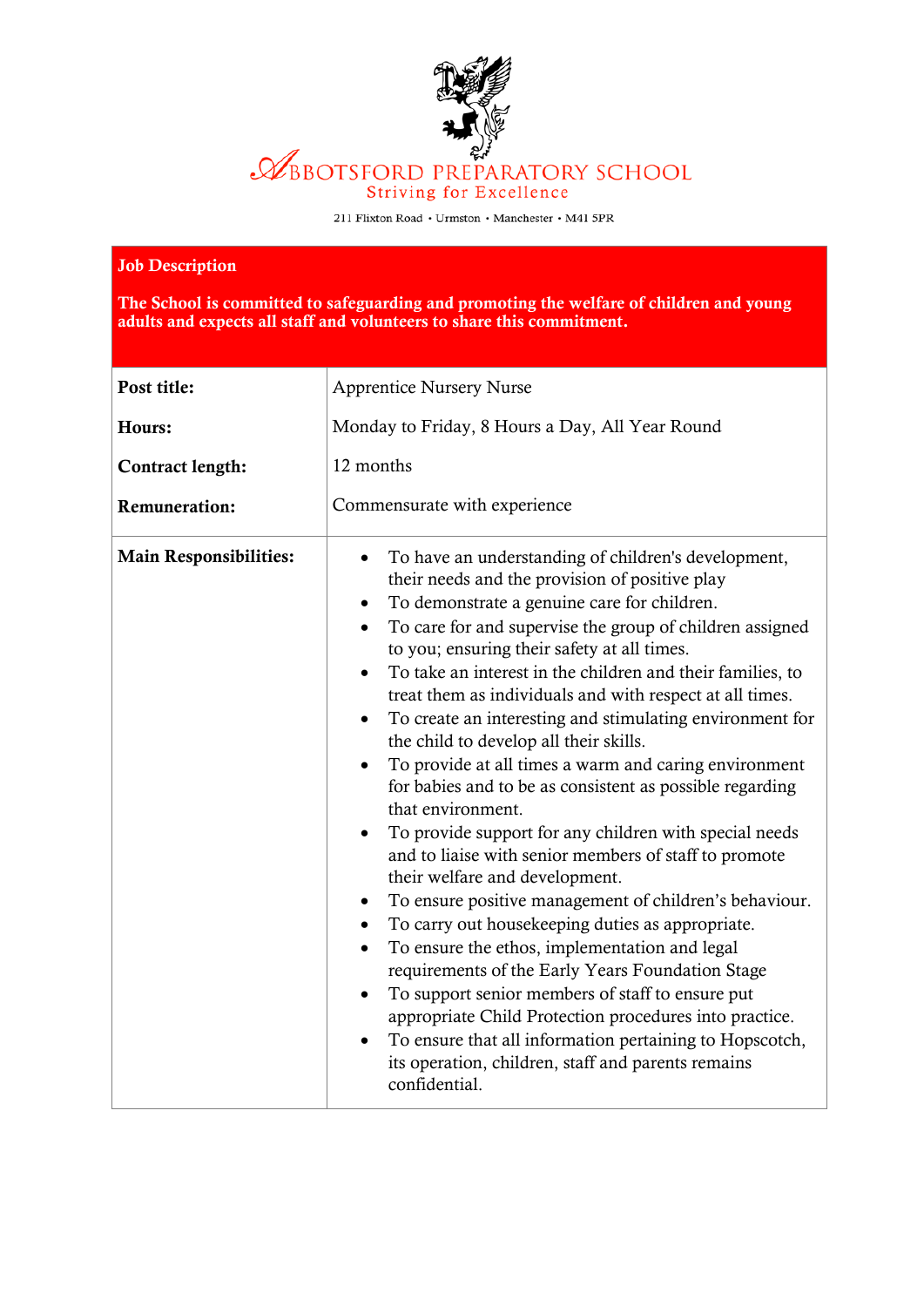# ABBOTSFORD PREPARATORY SCHOOL

Striving for Excellence

211 Flixton Road • Urmston • Manchester • M41 5PR

## Job Description

**The School is committed to safeguarding and promoting the welfare of children and young adults and expects all staff and volunteers to share this commitment.**

| | |
|---|---|
| **Post title:** | Apprentice Nursery Nurse |
| **Hours:** | Monday to Friday, 8 Hours a Day, All Year Round |
| **Contract length:** | 12 months |
| **Remuneration:** | Commensurate with experience |

**Main Responsibilities:**

- To have an understanding of children's development, their needs and the provision of positive play
- To demonstrate a genuine care for children.
- To care for and supervise the group of children assigned to you; ensuring their safety at all times.
- To take an interest in the children and their families, to treat them as individuals and with respect at all times.
- To create an interesting and stimulating environment for the child to develop all their skills.
- To provide at all times a warm and caring environment for babies and to be as consistent as possible regarding that environment.
- To provide support for any children with special needs and to liaise with senior members of staff to promote their welfare and development.
- To ensure positive management of children's behaviour.
- To carry out housekeeping duties as appropriate.
- To ensure the ethos, implementation and legal requirements of the Early Years Foundation Stage
- To support senior members of staff to ensure put appropriate Child Protection procedures into practice.
- To ensure that all information pertaining to Hopscotch, its operation, children, staff and parents remains confidential.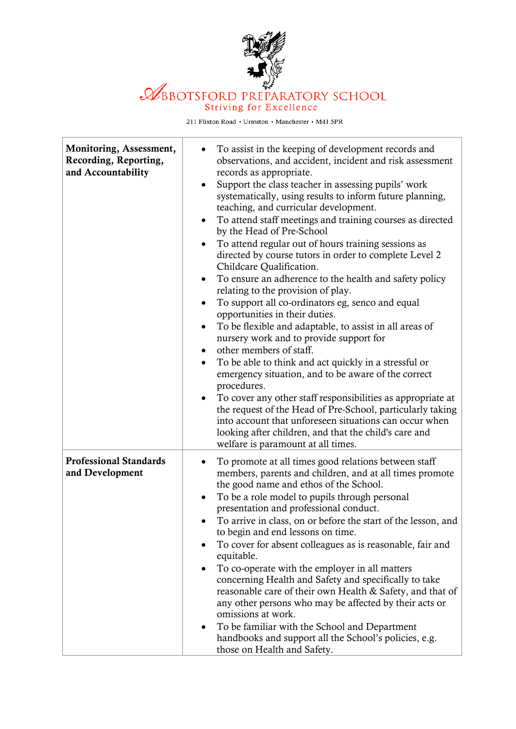# ABBOTSFORD PREPARATORY SCHOOL

Striving for Excellence

211 Flixton Road • Urmston • Manchester • M41 5PR

| | |
|---|---|
| **Monitoring, Assessment, Recording, Reporting, and Accountability** | • To assist in the keeping of development records and observations, and accident, incident and risk assessment records as appropriate.<br>• Support the class teacher in assessing pupils' work systematically, using results to inform future planning, teaching, and curricular development.<br>• To attend staff meetings and training courses as directed by the Head of Pre-School<br>• To attend regular out of hours training sessions as directed by course tutors in order to complete Level 2 Childcare Qualification.<br>• To ensure an adherence to the health and safety policy relating to the provision of play.<br>• To support all co-ordinators eg, senco and equal opportunities in their duties.<br>• To be flexible and adaptable, to assist in all areas of nursery work and to provide support for<br>• other members of staff.<br>• To be able to think and act quickly in a stressful or emergency situation, and to be aware of the correct procedures.<br>• To cover any other staff responsibilities as appropriate at the request of the Head of Pre-School, particularly taking into account that unforeseen situations can occur when looking after children, and that the child's care and welfare is paramount at all times. |
| **Professional Standards and Development** | • To promote at all times good relations between staff members, parents and children, and at all times promote the good name and ethos of the School.<br>• To be a role model to pupils through personal presentation and professional conduct.<br>• To arrive in class, on or before the start of the lesson, and to begin and end lessons on time.<br>• To cover for absent colleagues as is reasonable, fair and equitable.<br>• To co-operate with the employer in all matters concerning Health and Safety and specifically to take reasonable care of their own Health & Safety, and that of any other persons who may be affected by their acts or omissions at work.<br>• To be familiar with the School and Department handbooks and support all the School's policies, e.g. those on Health and Safety. |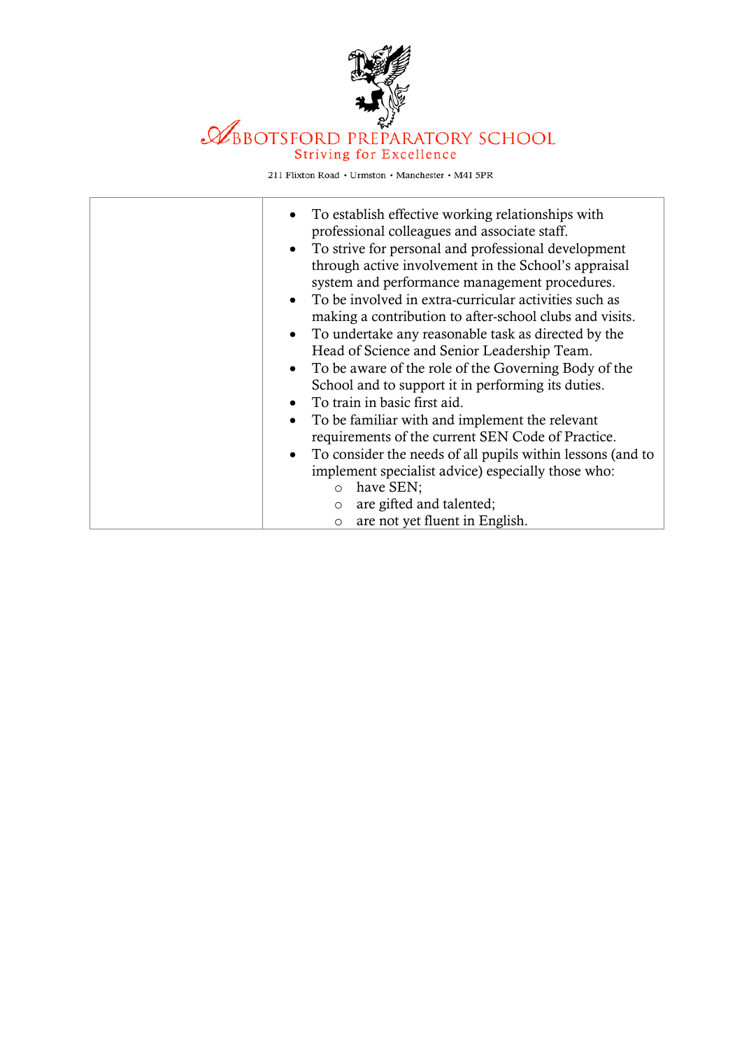| | |
|---|---|
| | <ul><li>To establish effective working relationships with professional colleagues and associate staff.</li><li>To strive for personal and professional development through active involvement in the School's appraisal system and performance management procedures.</li><li>To be involved in extra-curricular activities such as making a contribution to after-school clubs and visits.</li><li>To undertake any reasonable task as directed by the Head of Science and Senior Leadership Team.</li><li>To be aware of the role of the Governing Body of the School and to support it in performing its duties.</li><li>To train in basic first aid.</li><li>To be familiar with and implement the relevant requirements of the current SEN Code of Practice.</li><li>To consider the needs of all pupils within lessons (and to implement specialist advice) especially those who:<ul><li>have SEN;</li><li>are gifted and talented;</li><li>are not yet fluent in English.</li></ul></li></ul> |